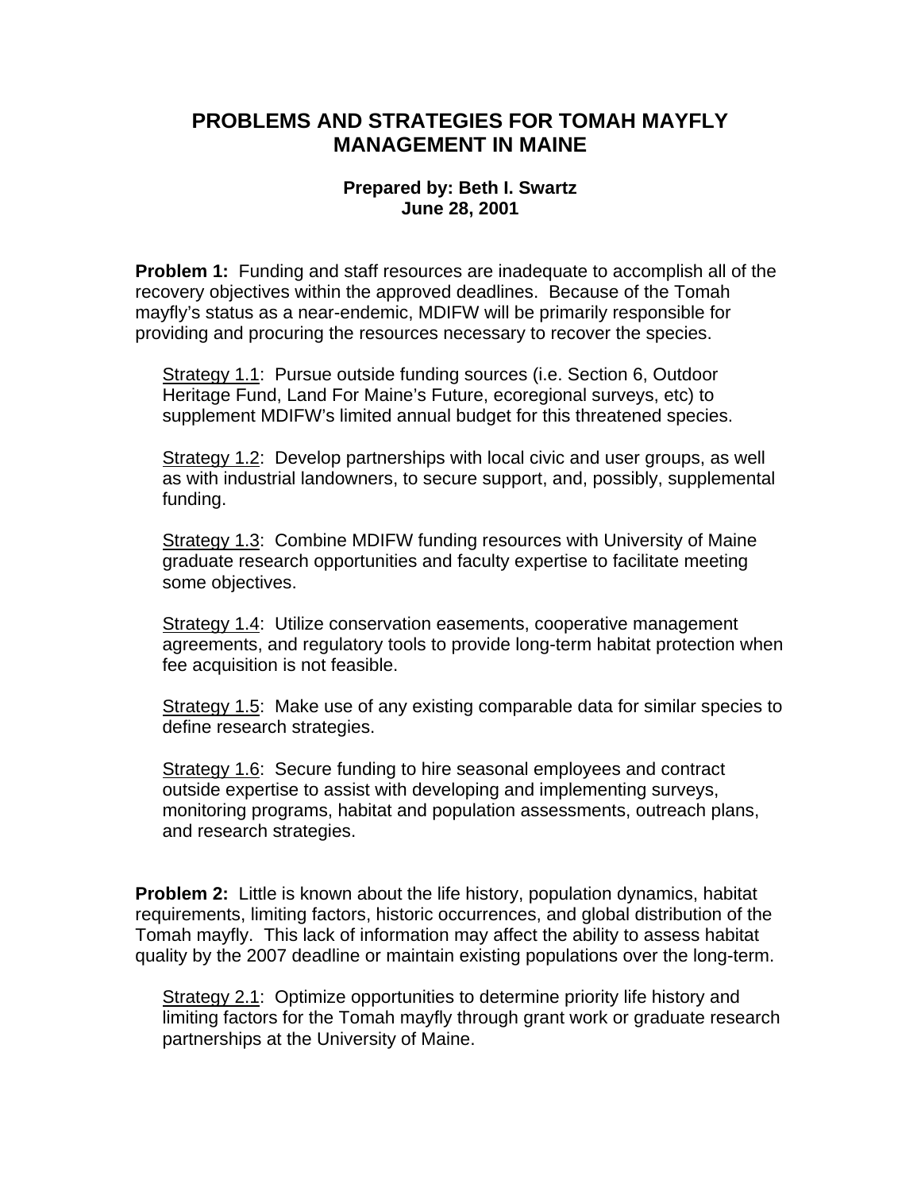# PROBLEMS AND STRATEGIES FOR TOMAH MAYFLY MANAGEMENT IN MAINE

**Prepared by: Beth I. Swartz**
**June 28, 2001**

**Problem 1:** Funding and staff resources are inadequate to accomplish all of the recovery objectives within the approved deadlines. Because of the Tomah mayfly's status as a near-endemic, MDIFW will be primarily responsible for providing and procuring the resources necessary to recover the species.

<u>Strategy 1.1</u>: Pursue outside funding sources (i.e. Section 6, Outdoor Heritage Fund, Land For Maine's Future, ecoregional surveys, etc) to supplement MDIFW's limited annual budget for this threatened species.

<u>Strategy 1.2</u>: Develop partnerships with local civic and user groups, as well as with industrial landowners, to secure support, and, possibly, supplemental funding.

<u>Strategy 1.3</u>: Combine MDIFW funding resources with University of Maine graduate research opportunities and faculty expertise to facilitate meeting some objectives.

<u>Strategy 1.4</u>: Utilize conservation easements, cooperative management agreements, and regulatory tools to provide long-term habitat protection when fee acquisition is not feasible.

<u>Strategy 1.5</u>: Make use of any existing comparable data for similar species to define research strategies.

<u>Strategy 1.6</u>: Secure funding to hire seasonal employees and contract outside expertise to assist with developing and implementing surveys, monitoring programs, habitat and population assessments, outreach plans, and research strategies.

**Problem 2:** Little is known about the life history, population dynamics, habitat requirements, limiting factors, historic occurrences, and global distribution of the Tomah mayfly. This lack of information may affect the ability to assess habitat quality by the 2007 deadline or maintain existing populations over the long-term.

<u>Strategy 2.1</u>: Optimize opportunities to determine priority life history and limiting factors for the Tomah mayfly through grant work or graduate research partnerships at the University of Maine.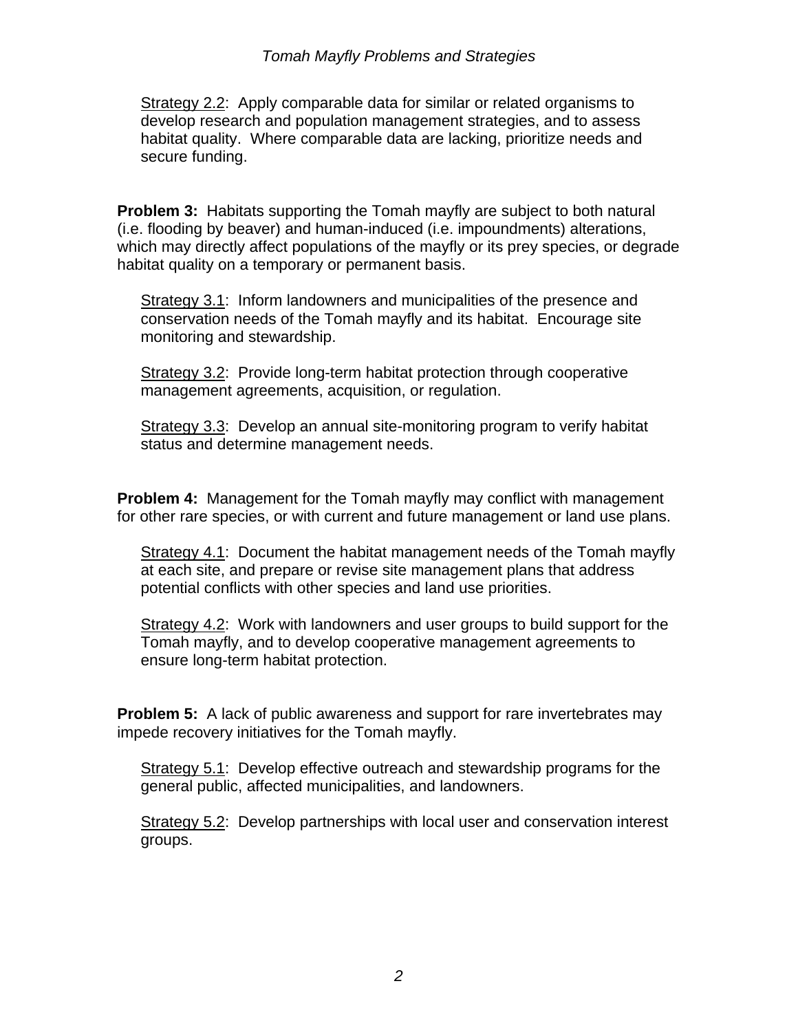Strategy 2.2: Apply comparable data for similar or related organisms to develop research and population management strategies, and to assess habitat quality. Where comparable data are lacking, prioritize needs and secure funding.

**Problem 3:** Habitats supporting the Tomah mayfly are subject to both natural (i.e. flooding by beaver) and human-induced (i.e. impoundments) alterations, which may directly affect populations of the mayfly or its prey species, or degrade habitat quality on a temporary or permanent basis.

Strategy 3.1: Inform landowners and municipalities of the presence and conservation needs of the Tomah mayfly and its habitat. Encourage site monitoring and stewardship.

Strategy 3.2: Provide long-term habitat protection through cooperative management agreements, acquisition, or regulation.

Strategy 3.3: Develop an annual site-monitoring program to verify habitat status and determine management needs.

**Problem 4:** Management for the Tomah mayfly may conflict with management for other rare species, or with current and future management or land use plans.

Strategy 4.1: Document the habitat management needs of the Tomah mayfly at each site, and prepare or revise site management plans that address potential conflicts with other species and land use priorities.

Strategy 4.2: Work with landowners and user groups to build support for the Tomah mayfly, and to develop cooperative management agreements to ensure long-term habitat protection.

**Problem 5:** A lack of public awareness and support for rare invertebrates may impede recovery initiatives for the Tomah mayfly.

Strategy 5.1: Develop effective outreach and stewardship programs for the general public, affected municipalities, and landowners.

Strategy 5.2: Develop partnerships with local user and conservation interest groups.